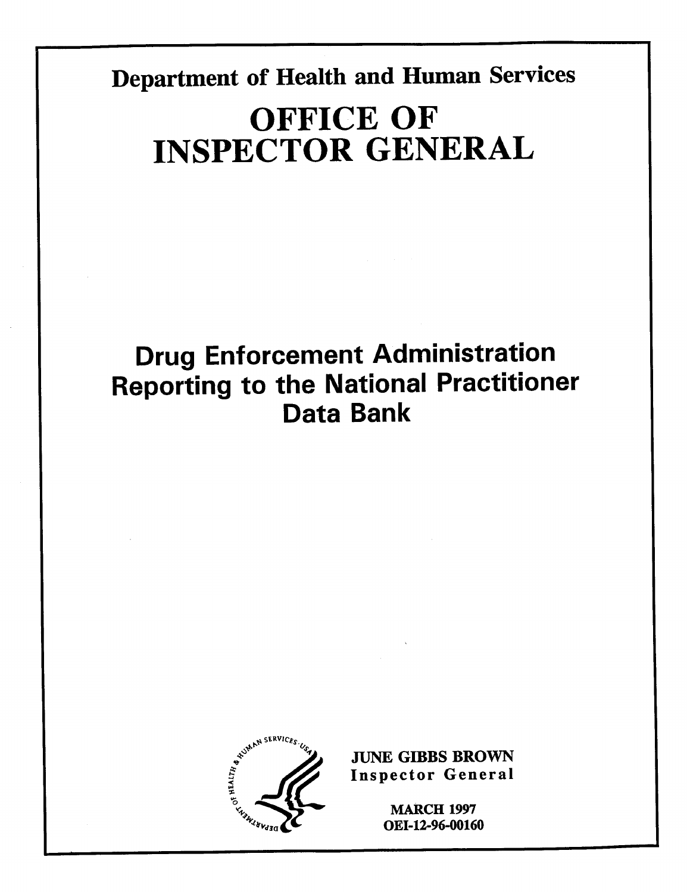Department of Health and Human Services

# OFFICE OF INSPECTOR GENERAL

# Drug Enforcement Administration Reporting to the National Practitioner Data Bank

JUNE GIBBS BROWN
Inspector General

MARCH 1997
OEI-12-96-00160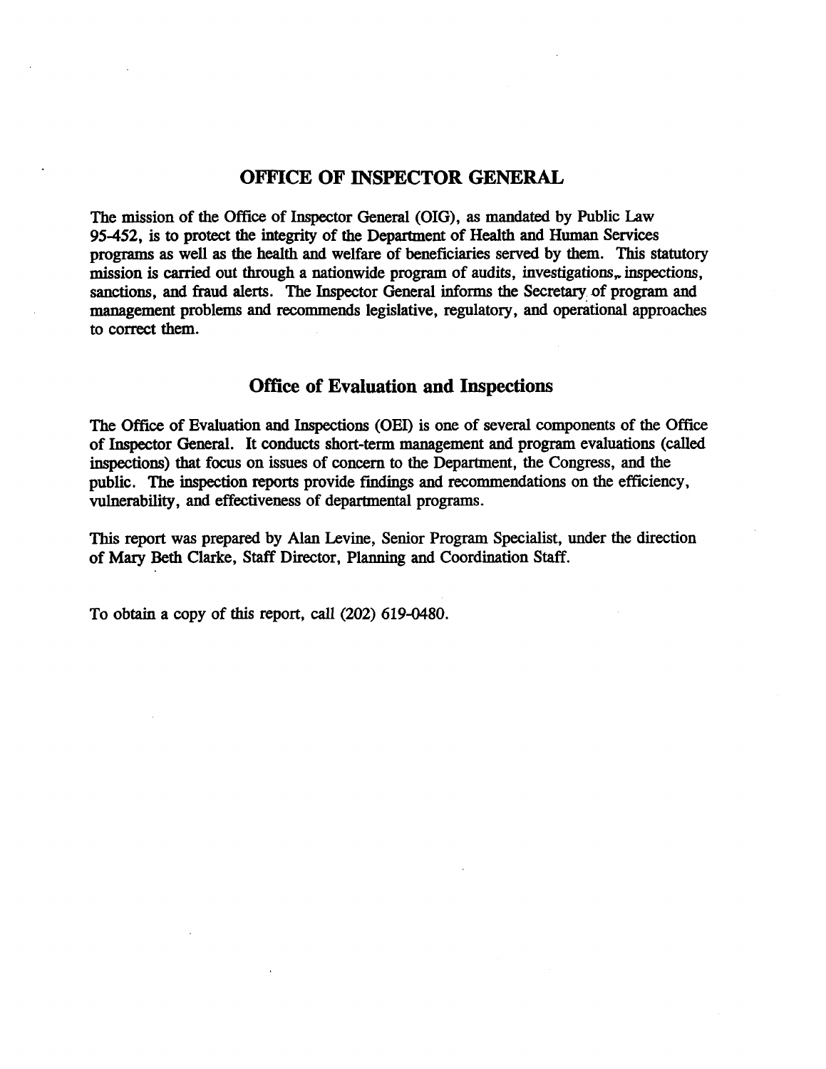# OFFICE OF INSPECTOR GENERAL

The mission of the Office of Inspector General (OIG), as mandated by Public Law 95-452, is to protect the integrity of the Department of Health and Human Services programs as well as the health and welfare of beneficiaries served by them. This statutory mission is carried out through a nationwide program of audits, investigations, inspections, sanctions, and fraud alerts. The Inspector General informs the Secretary of program and management problems and recommends legislative, regulatory, and operational approaches to correct them.

## Office of Evaluation and Inspections

The Office of Evaluation and Inspections (OEI) is one of several components of the Office of Inspector General. It conducts short-term management and program evaluations (called inspections) that focus on issues of concern to the Department, the Congress, and the public. The inspection reports provide findings and recommendations on the efficiency, vulnerability, and effectiveness of departmental programs.

This report was prepared by Alan Levine, Senior Program Specialist, under the direction of Mary Beth Clarke, Staff Director, Planning and Coordination Staff.

To obtain a copy of this report, call (202) 619-0480.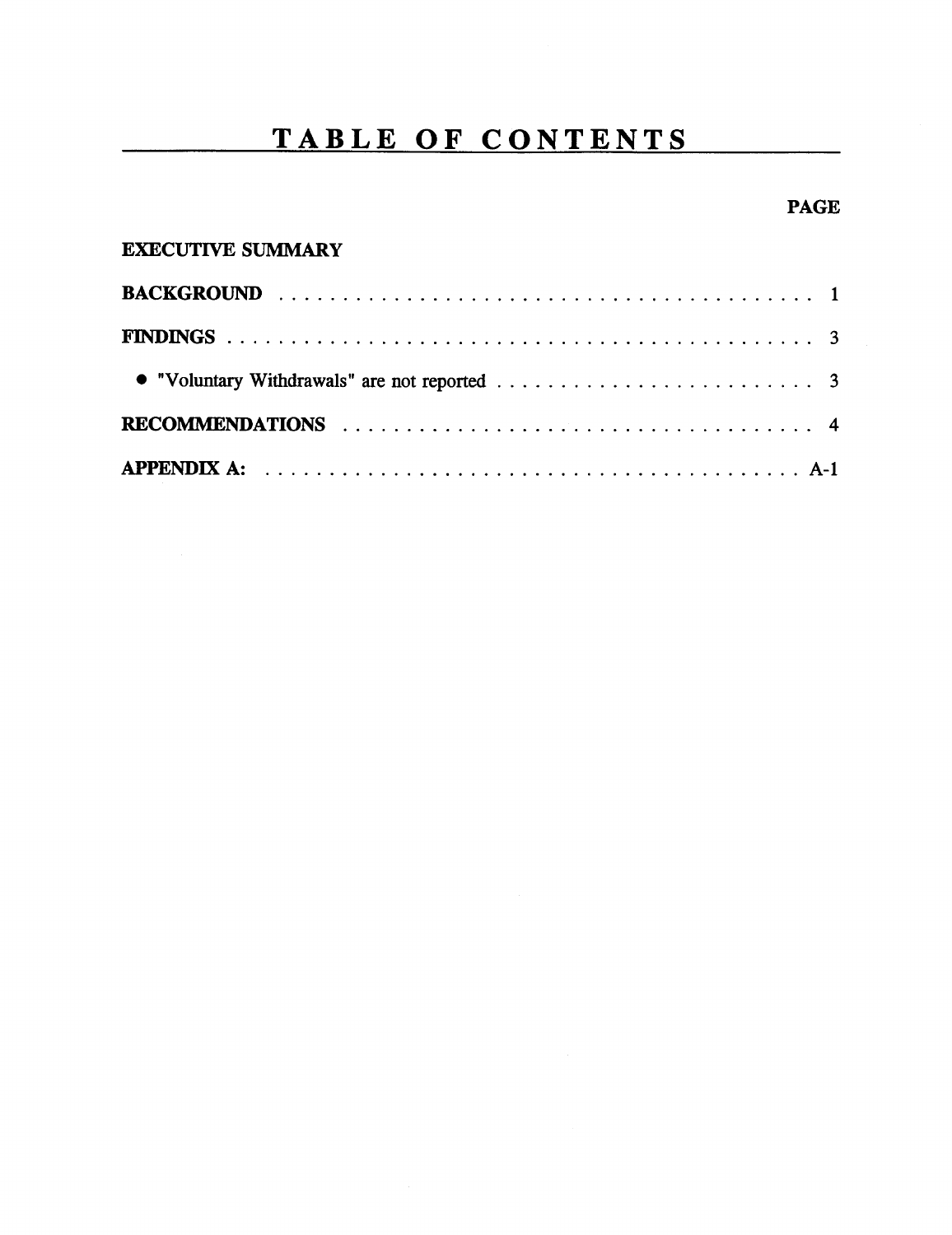# TABLE OF CONTENTS

| | PAGE |
|---|---|
| **EXECUTIVE SUMMARY** | |
| **BACKGROUND** | 1 |
| **FINDINGS** | 3 |
| ● "Voluntary Withdrawals" are not reported | 3 |
| **RECOMMENDATIONS** | 4 |
| **APPENDIX A:** | A-1 |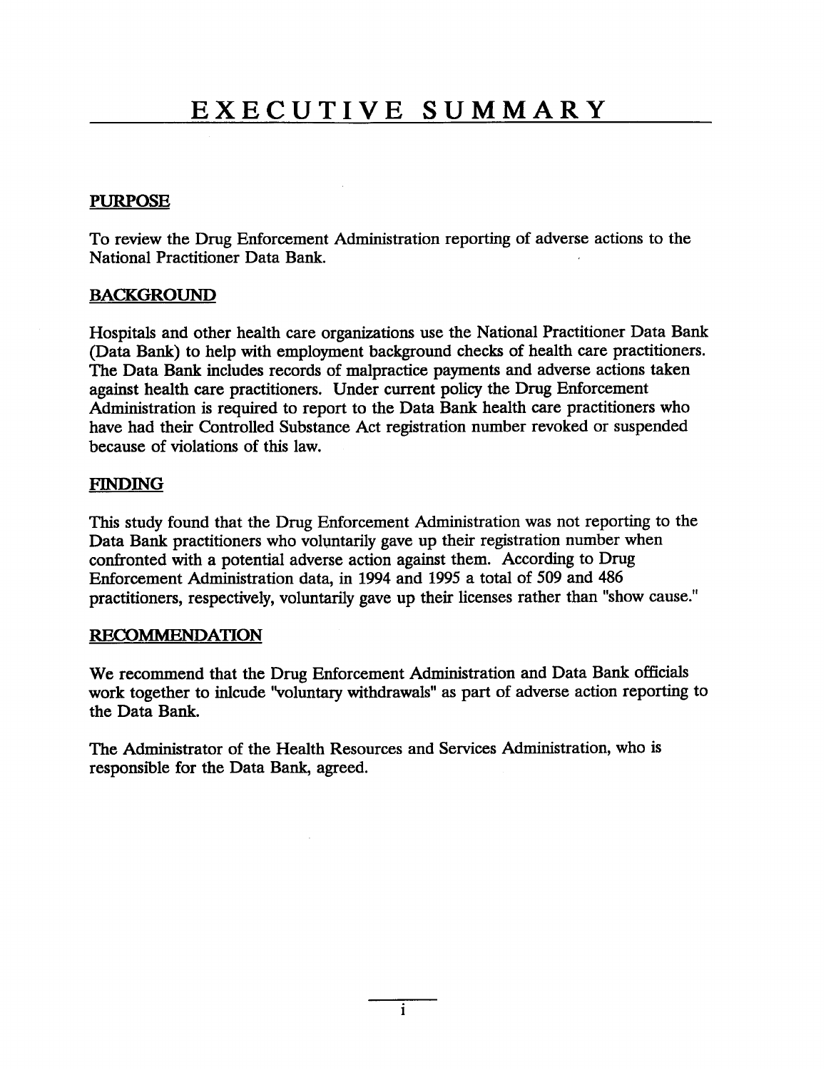# EXECUTIVE SUMMARY

## PURPOSE

To review the Drug Enforcement Administration reporting of adverse actions to the National Practitioner Data Bank.

## BACKGROUND

Hospitals and other health care organizations use the National Practitioner Data Bank (Data Bank) to help with employment background checks of health care practitioners. The Data Bank includes records of malpractice payments and adverse actions taken against health care practitioners. Under current policy the Drug Enforcement Administration is required to report to the Data Bank health care practitioners who have had their Controlled Substance Act registration number revoked or suspended because of violations of this law.

## FINDING

This study found that the Drug Enforcement Administration was not reporting to the Data Bank practitioners who voluntarily gave up their registration number when confronted with a potential adverse action against them. According to Drug Enforcement Administration data, in 1994 and 1995 a total of 509 and 486 practitioners, respectively, voluntarily gave up their licenses rather than "show cause."

## RECOMMENDATION

We recommend that the Drug Enforcement Administration and Data Bank officials work together to inlcude "voluntary withdrawals" as part of adverse action reporting to the Data Bank.

The Administrator of the Health Resources and Services Administration, who is responsible for the Data Bank, agreed.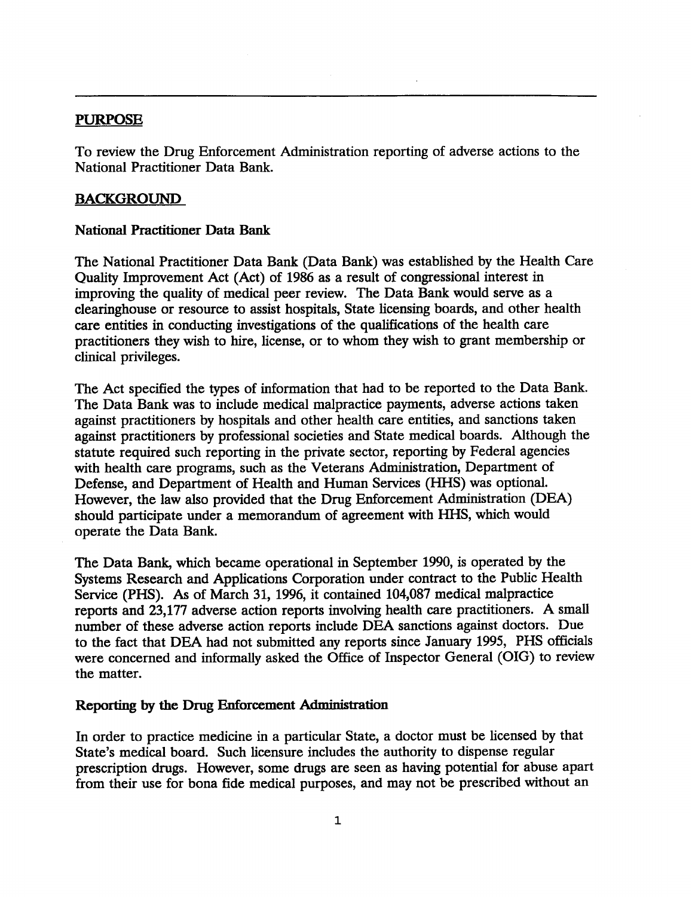## PURPOSE

To review the Drug Enforcement Administration reporting of adverse actions to the National Practitioner Data Bank.

## BACKGROUND

### National Practitioner Data Bank

The National Practitioner Data Bank (Data Bank) was established by the Health Care Quality Improvement Act (Act) of 1986 as a result of congressional interest in improving the quality of medical peer review. The Data Bank would serve as a clearinghouse or resource to assist hospitals, State licensing boards, and other health care entities in conducting investigations of the qualifications of the health care practitioners they wish to hire, license, or to whom they wish to grant membership or clinical privileges.

The Act specified the types of information that had to be reported to the Data Bank. The Data Bank was to include medical malpractice payments, adverse actions taken against practitioners by hospitals and other health care entities, and sanctions taken against practitioners by professional societies and State medical boards. Although the statute required such reporting in the private sector, reporting by Federal agencies with health care programs, such as the Veterans Administration, Department of Defense, and Department of Health and Human Services (HHS) was optional. However, the law also provided that the Drug Enforcement Administration (DEA) should participate under a memorandum of agreement with HHS, which would operate the Data Bank.

The Data Bank, which became operational in September 1990, is operated by the Systems Research and Applications Corporation under contract to the Public Health Service (PHS). As of March 31, 1996, it contained 104,087 medical malpractice reports and 23,177 adverse action reports involving health care practitioners. A small number of these adverse action reports include DEA sanctions against doctors. Due to the fact that DEA had not submitted any reports since January 1995, PHS officials were concerned and informally asked the Office of Inspector General (OIG) to review the matter.

### Reporting by the Drug Enforcement Administration

In order to practice medicine in a particular State, a doctor must be licensed by that State's medical board. Such licensure includes the authority to dispense regular prescription drugs. However, some drugs are seen as having potential for abuse apart from their use for bona fide medical purposes, and may not be prescribed without an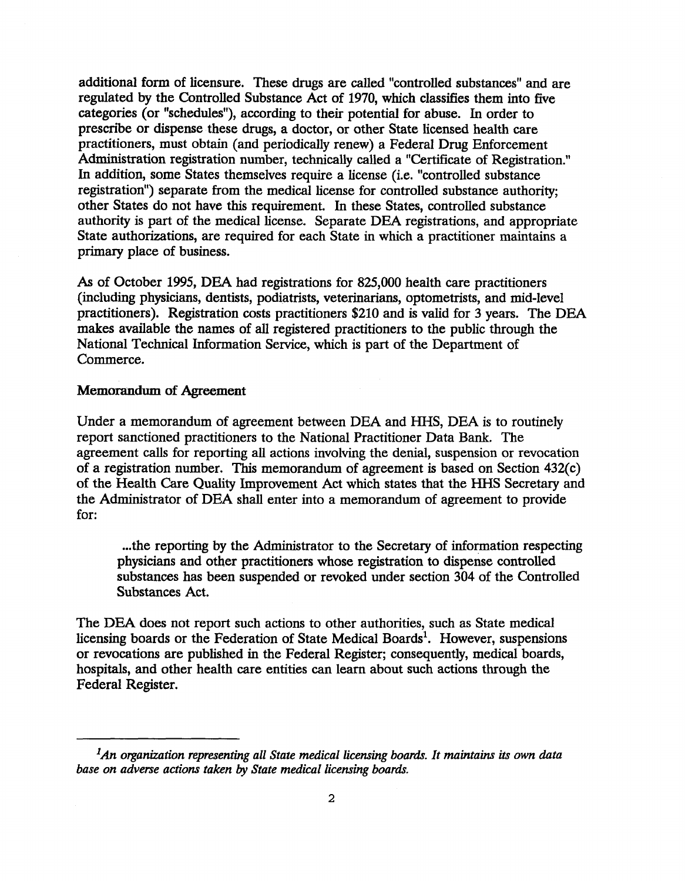additional form of licensure. These drugs are called "controlled substances" and are regulated by the Controlled Substance Act of 1970, which classifies them into five categories (or "schedules"), according to their potential for abuse. In order to prescribe or dispense these drugs, a doctor, or other State licensed health care practitioners, must obtain (and periodically renew) a Federal Drug Enforcement Administration registration number, technically called a "Certificate of Registration." In addition, some States themselves require a license (i.e. "controlled substance registration") separate from the medical license for controlled substance authority; other States do not have this requirement. In these States, controlled substance authority is part of the medical license. Separate DEA registrations, and appropriate State authorizations, are required for each State in which a practitioner maintains a primary place of business.

As of October 1995, DEA had registrations for 825,000 health care practitioners (including physicians, dentists, podiatrists, veterinarians, optometrists, and mid-level practitioners). Registration costs practitioners $210 and is valid for 3 years. The DEA makes available the names of all registered practitioners to the public through the National Technical Information Service, which is part of the Department of Commerce.

**Memorandum of Agreement**

Under a memorandum of agreement between DEA and HHS, DEA is to routinely report sanctioned practitioners to the National Practitioner Data Bank. The agreement calls for reporting all actions involving the denial, suspension or revocation of a registration number. This memorandum of agreement is based on Section 432(c) of the Health Care Quality Improvement Act which states that the HHS Secretary and the Administrator of DEA shall enter into a memorandum of agreement to provide for:

> ...the reporting by the Administrator to the Secretary of information respecting physicians and other practitioners whose registration to dispense controlled substances has been suspended or revoked under section 304 of the Controlled Substances Act.

The DEA does not report such actions to other authorities, such as State medical licensing boards or the Federation of State Medical Boards[1]. However, suspensions or revocations are published in the Federal Register; consequently, medical boards, hospitals, and other health care entities can learn about such actions through the Federal Register.

---

[1] *An organization representing all State medical licensing boards. It maintains its own data base on adverse actions taken by State medical licensing boards.*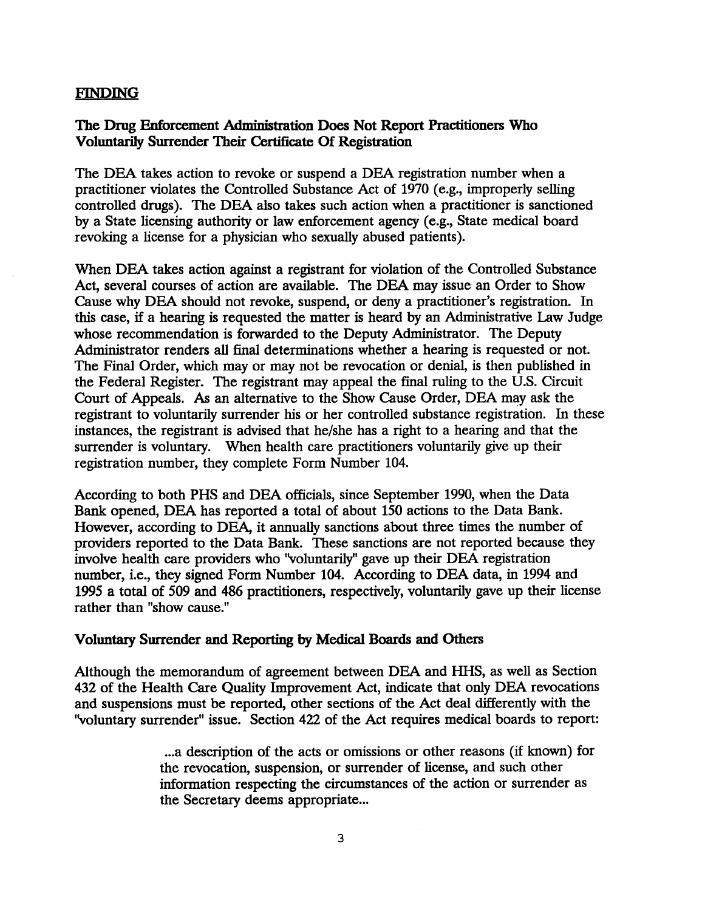## FINDING

### The Drug Enforcement Administration Does Not Report Practitioners Who Voluntarily Surrender Their Certificate Of Registration

The DEA takes action to revoke or suspend a DEA registration number when a practitioner violates the Controlled Substance Act of 1970 (e.g., improperly selling controlled drugs). The DEA also takes such action when a practitioner is sanctioned by a State licensing authority or law enforcement agency (e.g., State medical board revoking a license for a physician who sexually abused patients).

When DEA takes action against a registrant for violation of the Controlled Substance Act, several courses of action are available. The DEA may issue an Order to Show Cause why DEA should not revoke, suspend, or deny a practitioner's registration. In this case, if a hearing is requested the matter is heard by an Administrative Law Judge whose recommendation is forwarded to the Deputy Administrator. The Deputy Administrator renders all final determinations whether a hearing is requested or not. The Final Order, which may or may not be revocation or denial, is then published in the Federal Register. The registrant may appeal the final ruling to the U.S. Circuit Court of Appeals. As an alternative to the Show Cause Order, DEA may ask the registrant to voluntarily surrender his or her controlled substance registration. In these instances, the registrant is advised that he/she has a right to a hearing and that the surrender is voluntary. When health care practitioners voluntarily give up their registration number, they complete Form Number 104.

According to both PHS and DEA officials, since September 1990, when the Data Bank opened, DEA has reported a total of about 150 actions to the Data Bank. However, according to DEA, it annually sanctions about three times the number of providers reported to the Data Bank. These sanctions are not reported because they involve health care providers who "voluntarily" gave up their DEA registration number, i.e., they signed Form Number 104. According to DEA data, in 1994 and 1995 a total of 509 and 486 practitioners, respectively, voluntarily gave up their license rather than "show cause."

### Voluntary Surrender and Reporting by Medical Boards and Others

Although the memorandum of agreement between DEA and HHS, as well as Section 432 of the Health Care Quality Improvement Act, indicate that only DEA revocations and suspensions must be reported, other sections of the Act deal differently with the "voluntary surrender" issue. Section 422 of the Act requires medical boards to report:

> ...a description of the acts or omissions or other reasons (if known) for the revocation, suspension, or surrender of license, and such other information respecting the circumstances of the action or surrender as the Secretary deems appropriate...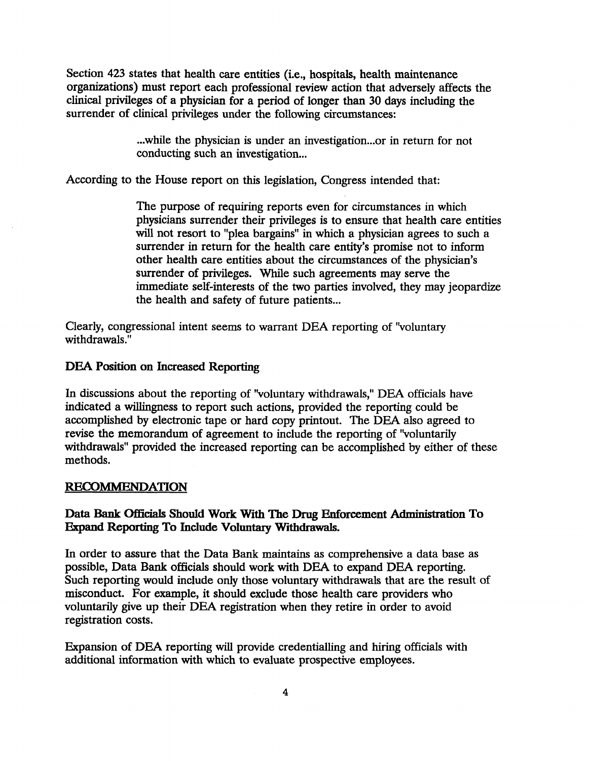Section 423 states that health care entities (i.e., hospitals, health maintenance organizations) must report each professional review action that adversely affects the clinical privileges of a physician for a period of longer than 30 days including the surrender of clinical privileges under the following circumstances:

> ...while the physician is under an investigation...or in return for not conducting such an investigation...

According to the House report on this legislation, Congress intended that:

> The purpose of requiring reports even for circumstances in which physicians surrender their privileges is to ensure that health care entities will not resort to "plea bargains" in which a physician agrees to such a surrender in return for the health care entity's promise not to inform other health care entities about the circumstances of the physician's surrender of privileges. While such agreements may serve the immediate self-interests of the two parties involved, they may jeopardize the health and safety of future patients...

Clearly, congressional intent seems to warrant DEA reporting of "voluntary withdrawals."

### DEA Position on Increased Reporting

In discussions about the reporting of "voluntary withdrawals," DEA officials have indicated a willingness to report such actions, provided the reporting could be accomplished by electronic tape or hard copy printout. The DEA also agreed to revise the memorandum of agreement to include the reporting of "voluntarily withdrawals" provided the increased reporting can be accomplished by either of these methods.

## RECOMMENDATION

### Data Bank Officials Should Work With The Drug Enforcement Administration To Expand Reporting To Include Voluntary Withdrawals.

In order to assure that the Data Bank maintains as comprehensive a data base as possible, Data Bank officials should work with DEA to expand DEA reporting. Such reporting would include only those voluntary withdrawals that are the result of misconduct. For example, it should exclude those health care providers who voluntarily give up their DEA registration when they retire in order to avoid registration costs.

Expansion of DEA reporting will provide credentialling and hiring officials with additional information with which to evaluate prospective employees.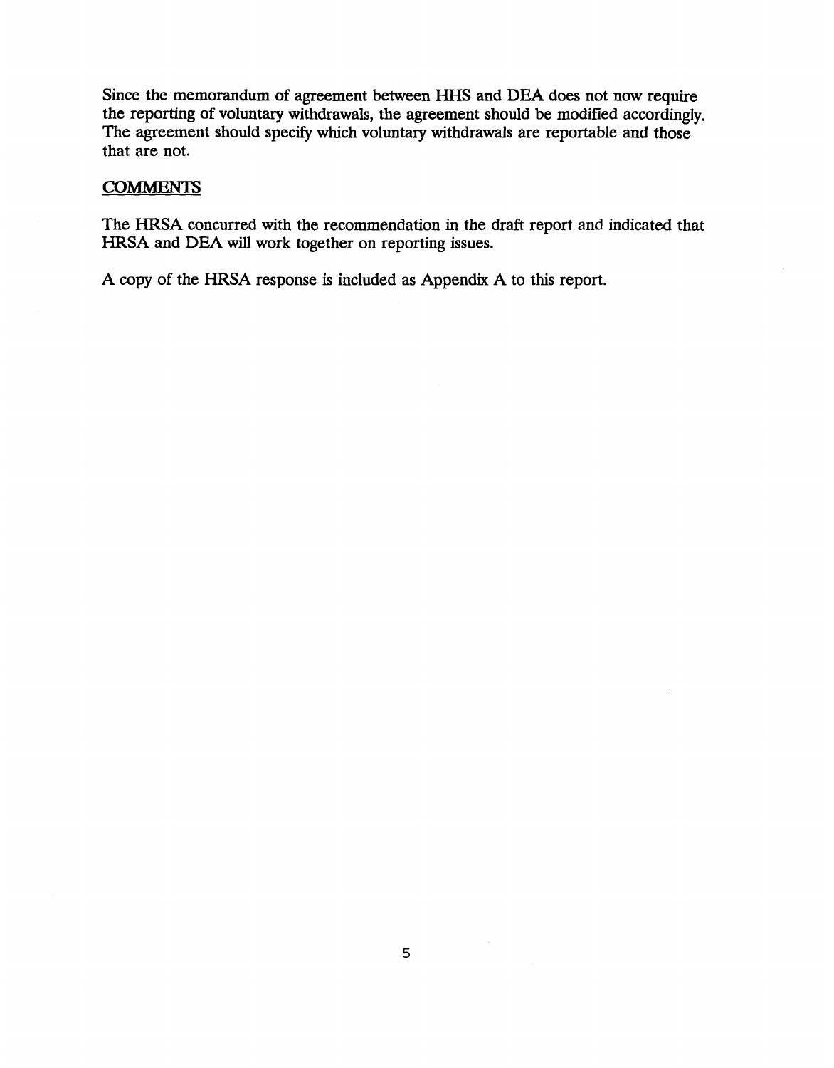Since the memorandum of agreement between HHS and DEA does not now require the reporting of voluntary withdrawals, the agreement should be modified accordingly. The agreement should specify which voluntary withdrawals are reportable and those that are not.

## COMMENTS

The HRSA concurred with the recommendation in the draft report and indicated that HRSA and DEA will work together on reporting issues.

A copy of the HRSA response is included as Appendix A to this report.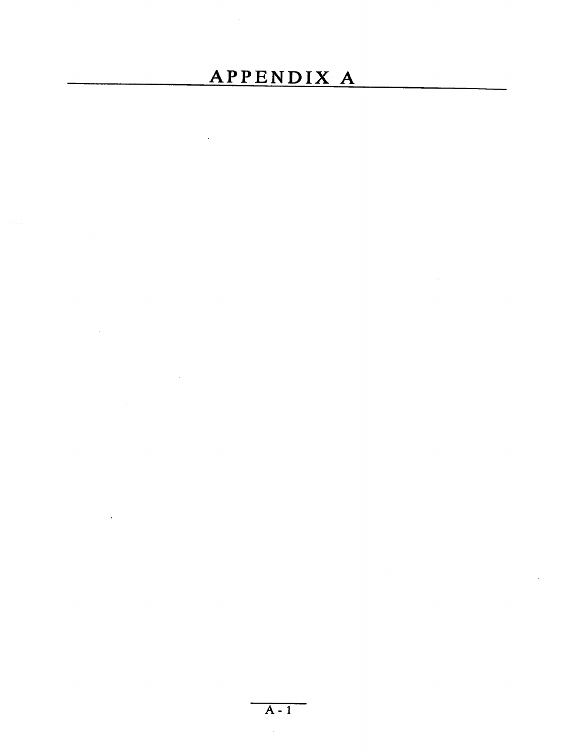# APPENDIX A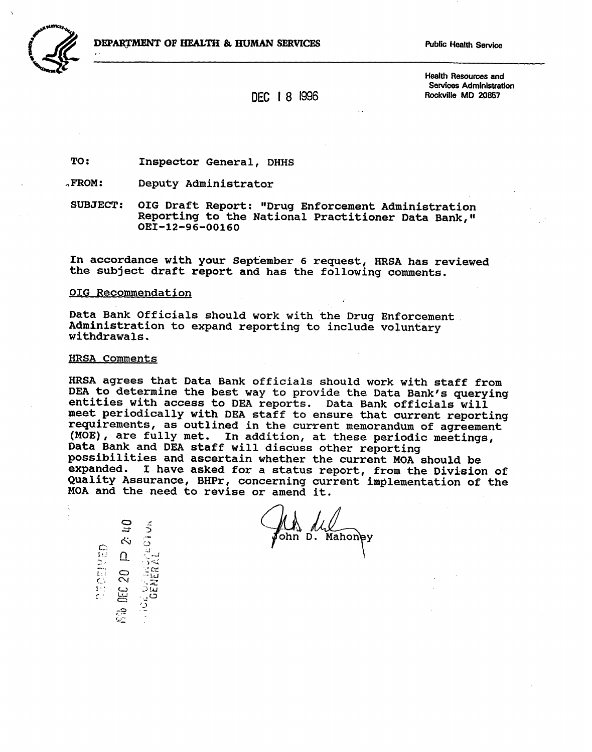DEPARTMENT OF HEALTH & HUMAN SERVICES

Public Health Service

Health Resources and Services Administration
Rockville MD 20857

DEC 18 1996

**TO:** Inspector General, DHHS

**FROM:** Deputy Administrator

**SUBJECT:** OIG Draft Report: "Drug Enforcement Administration Reporting to the National Practitioner Data Bank," OEI-12-96-00160

In accordance with your September 6 request, HRSA has reviewed the subject draft report and has the following comments.

OIG Recommendation

Data Bank officials should work with the Drug Enforcement Administration to expand reporting to include voluntary withdrawals.

HRSA Comments

HRSA agrees that Data Bank officials should work with staff from DEA to determine the best way to provide the Data Bank's querying entities with access to DEA reports. Data Bank officials will meet periodically with DEA staff to ensure that current reporting requirements, as outlined in the current memorandum of agreement (MOE), are fully met. In addition, at these periodic meetings, Data Bank and DEA staff will discuss other reporting possibilities and ascertain whether the current MOA should be expanded. I have asked for a status report, from the Division of Quality Assurance, BHPr, concerning current implementation of the MOA and the need to revise or amend it.

John D. Mahoney

RECEIVED
1996 DEC 20 P 2:40
OFFICE OF INSPECTOR GENERAL